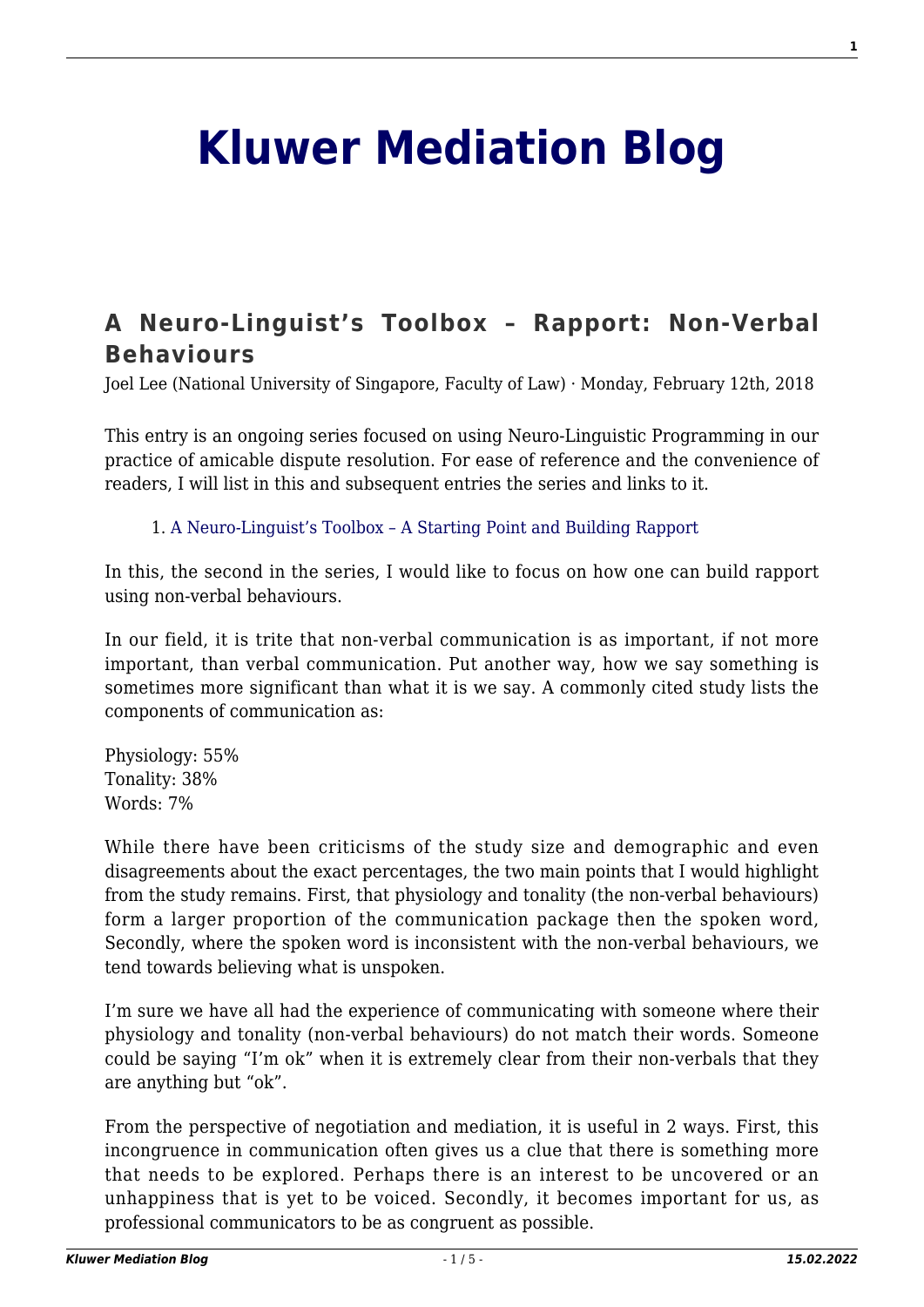# Kluwer Mediation Blog

## A Neuro-Linguist's Toolbox – Rapport: Non-Verbal Behaviours

Joel Lee (National University of Singapore, Faculty of Law) · Monday, February 12th, 2018

This entry is an ongoing series focused on using Neuro-Linguistic Programming in our practice of amicable dispute resolution. For ease of reference and the convenience of readers, I will list in this and subsequent entries the series and links to it.

1. A Neuro-Linguist's Toolbox – A Starting Point and Building Rapport

In this, the second in the series, I would like to focus on how one can build rapport using non-verbal behaviours.

In our field, it is trite that non-verbal communication is as important, if not more important, than verbal communication. Put another way, how we say something is sometimes more significant than what it is we say. A commonly cited study lists the components of communication as:

Physiology: 55%
Tonality: 38%
Words: 7%

While there have been criticisms of the study size and demographic and even disagreements about the exact percentages, the two main points that I would highlight from the study remains. First, that physiology and tonality (the non-verbal behaviours) form a larger proportion of the communication package then the spoken word, Secondly, where the spoken word is inconsistent with the non-verbal behaviours, we tend towards believing what is unspoken.

I'm sure we have all had the experience of communicating with someone where their physiology and tonality (non-verbal behaviours) do not match their words. Someone could be saying "I'm ok" when it is extremely clear from their non-verbals that they are anything but "ok".

From the perspective of negotiation and mediation, it is useful in 2 ways. First, this incongruence in communication often gives us a clue that there is something more that needs to be explored. Perhaps there is an interest to be uncovered or an unhappiness that is yet to be voiced. Secondly, it becomes important for us, as professional communicators to be as congruent as possible.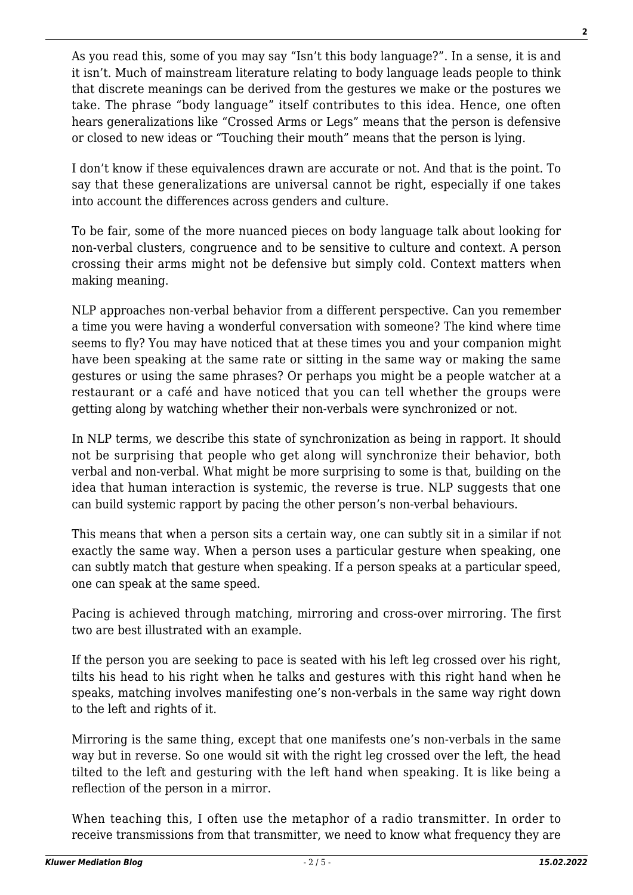As you read this, some of you may say "Isn't this body language?". In a sense, it is and it isn't. Much of mainstream literature relating to body language leads people to think that discrete meanings can be derived from the gestures we make or the postures we take. The phrase "body language" itself contributes to this idea. Hence, one often hears generalizations like "Crossed Arms or Legs" means that the person is defensive or closed to new ideas or "Touching their mouth" means that the person is lying.

I don't know if these equivalences drawn are accurate or not. And that is the point. To say that these generalizations are universal cannot be right, especially if one takes into account the differences across genders and culture.

To be fair, some of the more nuanced pieces on body language talk about looking for non-verbal clusters, congruence and to be sensitive to culture and context. A person crossing their arms might not be defensive but simply cold. Context matters when making meaning.

NLP approaches non-verbal behavior from a different perspective. Can you remember a time you were having a wonderful conversation with someone? The kind where time seems to fly? You may have noticed that at these times you and your companion might have been speaking at the same rate or sitting in the same way or making the same gestures or using the same phrases? Or perhaps you might be a people watcher at a restaurant or a café and have noticed that you can tell whether the groups were getting along by watching whether their non-verbals were synchronized or not.

In NLP terms, we describe this state of synchronization as being in rapport. It should not be surprising that people who get along will synchronize their behavior, both verbal and non-verbal. What might be more surprising to some is that, building on the idea that human interaction is systemic, the reverse is true. NLP suggests that one can build systemic rapport by pacing the other person's non-verbal behaviours.

This means that when a person sits a certain way, one can subtly sit in a similar if not exactly the same way. When a person uses a particular gesture when speaking, one can subtly match that gesture when speaking. If a person speaks at a particular speed, one can speak at the same speed.

Pacing is achieved through matching, mirroring and cross-over mirroring. The first two are best illustrated with an example.

If the person you are seeking to pace is seated with his left leg crossed over his right, tilts his head to his right when he talks and gestures with this right hand when he speaks, matching involves manifesting one's non-verbals in the same way right down to the left and rights of it.

Mirroring is the same thing, except that one manifests one's non-verbals in the same way but in reverse. So one would sit with the right leg crossed over the left, the head tilted to the left and gesturing with the left hand when speaking. It is like being a reflection of the person in a mirror.

When teaching this, I often use the metaphor of a radio transmitter. In order to receive transmissions from that transmitter, we need to know what frequency they are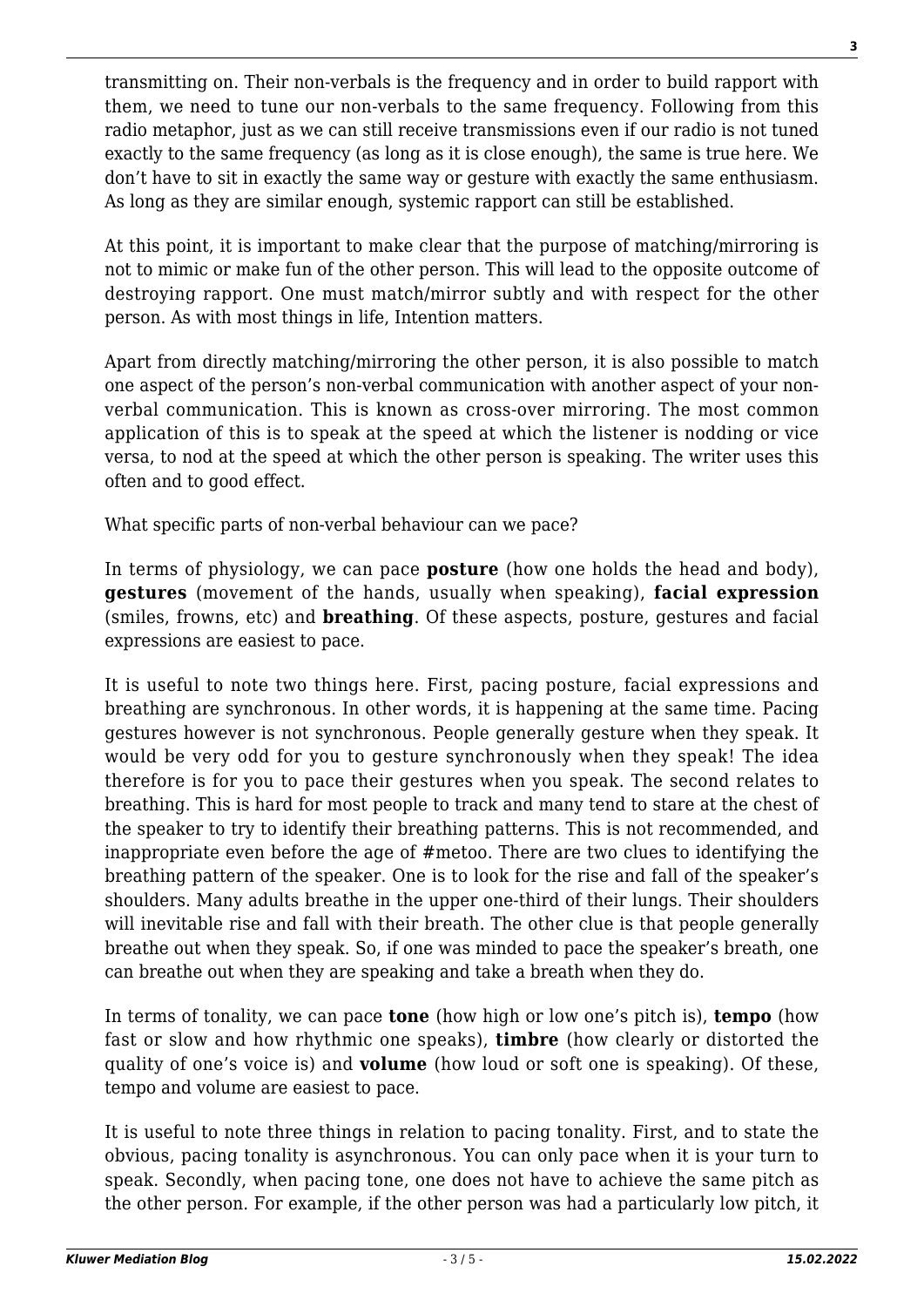transmitting on. Their non-verbals is the frequency and in order to build rapport with them, we need to tune our non-verbals to the same frequency. Following from this radio metaphor, just as we can still receive transmissions even if our radio is not tuned exactly to the same frequency (as long as it is close enough), the same is true here. We don't have to sit in exactly the same way or gesture with exactly the same enthusiasm. As long as they are similar enough, systemic rapport can still be established.

At this point, it is important to make clear that the purpose of matching/mirroring is not to mimic or make fun of the other person. This will lead to the opposite outcome of destroying rapport. One must match/mirror subtly and with respect for the other person. As with most things in life, Intention matters.

Apart from directly matching/mirroring the other person, it is also possible to match one aspect of the person's non-verbal communication with another aspect of your non-verbal communication. This is known as cross-over mirroring. The most common application of this is to speak at the speed at which the listener is nodding or vice versa, to nod at the speed at which the other person is speaking. The writer uses this often and to good effect.

What specific parts of non-verbal behaviour can we pace?

In terms of physiology, we can pace **posture** (how one holds the head and body), **gestures** (movement of the hands, usually when speaking), **facial expression** (smiles, frowns, etc) and **breathing**. Of these aspects, posture, gestures and facial expressions are easiest to pace.

It is useful to note two things here. First, pacing posture, facial expressions and breathing are synchronous. In other words, it is happening at the same time. Pacing gestures however is not synchronous. People generally gesture when they speak. It would be very odd for you to gesture synchronously when they speak! The idea therefore is for you to pace their gestures when you speak. The second relates to breathing. This is hard for most people to track and many tend to stare at the chest of the speaker to try to identify their breathing patterns. This is not recommended, and inappropriate even before the age of #metoo. There are two clues to identifying the breathing pattern of the speaker. One is to look for the rise and fall of the speaker's shoulders. Many adults breathe in the upper one-third of their lungs. Their shoulders will inevitable rise and fall with their breath. The other clue is that people generally breathe out when they speak. So, if one was minded to pace the speaker's breath, one can breathe out when they are speaking and take a breath when they do.

In terms of tonality, we can pace **tone** (how high or low one's pitch is), **tempo** (how fast or slow and how rhythmic one speaks), **timbre** (how clearly or distorted the quality of one's voice is) and **volume** (how loud or soft one is speaking). Of these, tempo and volume are easiest to pace.

It is useful to note three things in relation to pacing tonality. First, and to state the obvious, pacing tonality is asynchronous. You can only pace when it is your turn to speak. Secondly, when pacing tone, one does not have to achieve the same pitch as the other person. For example, if the other person was had a particularly low pitch, it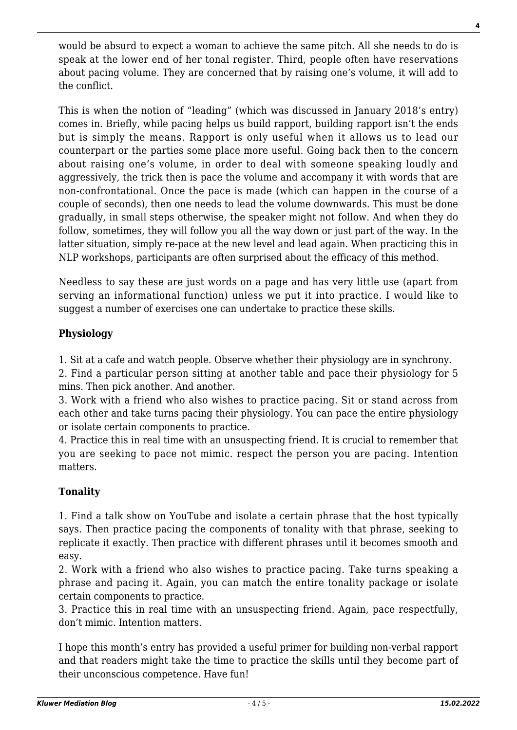would be absurd to expect a woman to achieve the same pitch. All she needs to do is speak at the lower end of her tonal register. Third, people often have reservations about pacing volume. They are concerned that by raising one's volume, it will add to the conflict.

This is when the notion of "leading" (which was discussed in January 2018's entry) comes in. Briefly, while pacing helps us build rapport, building rapport isn't the ends but is simply the means. Rapport is only useful when it allows us to lead our counterpart or the parties some place more useful. Going back then to the concern about raising one's volume, in order to deal with someone speaking loudly and aggressively, the trick then is pace the volume and accompany it with words that are non-confrontational. Once the pace is made (which can happen in the course of a couple of seconds), then one needs to lead the volume downwards. This must be done gradually, in small steps otherwise, the speaker might not follow. And when they do follow, sometimes, they will follow you all the way down or just part of the way. In the latter situation, simply re-pace at the new level and lead again. When practicing this in NLP workshops, participants are often surprised about the efficacy of this method.

Needless to say these are just words on a page and has very little use (apart from serving an informational function) unless we put it into practice. I would like to suggest a number of exercises one can undertake to practice these skills.

**Physiology**

1. Sit at a cafe and watch people. Observe whether their physiology are in synchrony.
2. Find a particular person sitting at another table and pace their physiology for 5 mins. Then pick another. And another.
3. Work with a friend who also wishes to practice pacing. Sit or stand across from each other and take turns pacing their physiology. You can pace the entire physiology or isolate certain components to practice.
4. Practice this in real time with an unsuspecting friend. It is crucial to remember that you are seeking to pace not mimic. respect the person you are pacing. Intention matters.

**Tonality**

1. Find a talk show on YouTube and isolate a certain phrase that the host typically says. Then practice pacing the components of tonality with that phrase, seeking to replicate it exactly. Then practice with different phrases until it becomes smooth and easy.
2. Work with a friend who also wishes to practice pacing. Take turns speaking a phrase and pacing it. Again, you can match the entire tonality package or isolate certain components to practice.
3. Practice this in real time with an unsuspecting friend. Again, pace respectfully, don't mimic. Intention matters.

I hope this month's entry has provided a useful primer for building non-verbal rapport and that readers might take the time to practice the skills until they become part of their unconscious competence. Have fun!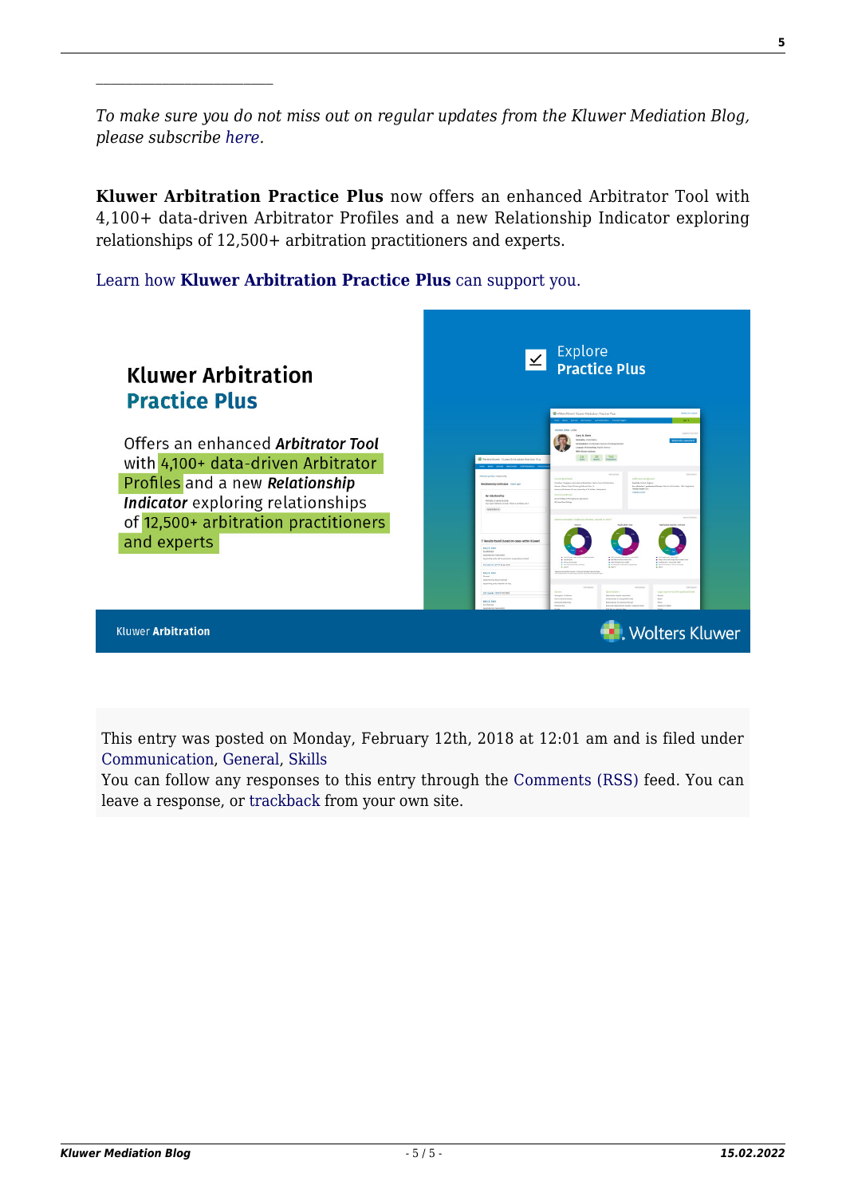---

*To make sure you do not miss out on regular updates from the Kluwer Mediation Blog, please subscribe here.*

**Kluwer Arbitration Practice Plus** now offers an enhanced Arbitrator Tool with 4,100+ data-driven Arbitrator Profiles and a new Relationship Indicator exploring relationships of 12,500+ arbitration practitioners and experts.

Learn how **Kluwer Arbitration Practice Plus** can support you.

Kluwer Arbitration Practice Plus

Offers an enhanced *Arbitrator Tool* with 4,100+ data-driven Arbitrator Profiles and a new *Relationship Indicator* exploring relationships of 12,500+ arbitration practitioners and experts

Explore Practice Plus

Kluwer Arbitration

Wolters Kluwer

This entry was posted on Monday, February 12th, 2018 at 12:01 am and is filed under Communication, General, Skills

You can follow any responses to this entry through the Comments (RSS) feed. You can leave a response, or trackback from your own site.